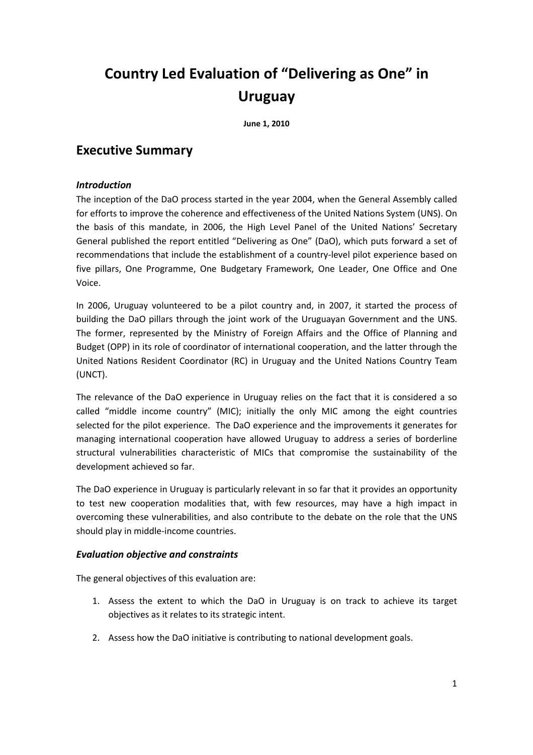# Country Led Evaluation of "Delivering as One" in Uruguay

**June 1, 2010**

## Executive Summary

### *Introduction*

The inception of the DaO process started in the year 2004, when the General Assembly called for efforts to improve the coherence and effectiveness of the United Nations System (UNS). On the basis of this mandate, in 2006, the High Level Panel of the United Nations' Secretary General published the report entitled "Delivering as One" (DaO), which puts forward a set of recommendations that include the establishment of a country-level pilot experience based on five pillars, One Programme, One Budgetary Framework, One Leader, One Office and One Voice.

In 2006, Uruguay volunteered to be a pilot country and, in 2007, it started the process of building the DaO pillars through the joint work of the Uruguayan Government and the UNS. The former, represented by the Ministry of Foreign Affairs and the Office of Planning and Budget (OPP) in its role of coordinator of international cooperation, and the latter through the United Nations Resident Coordinator (RC) in Uruguay and the United Nations Country Team (UNCT).

The relevance of the DaO experience in Uruguay relies on the fact that it is considered a so called "middle income country" (MIC); initially the only MIC among the eight countries selected for the pilot experience. The DaO experience and the improvements it generates for managing international cooperation have allowed Uruguay to address a series of borderline structural vulnerabilities characteristic of MICs that compromise the sustainability of the development achieved so far.

The DaO experience in Uruguay is particularly relevant in so far that it provides an opportunity to test new cooperation modalities that, with few resources, may have a high impact in overcoming these vulnerabilities, and also contribute to the debate on the role that the UNS should play in middle-income countries.

### *Evaluation objective and constraints*

The general objectives of this evaluation are:

1. Assess the extent to which the DaO in Uruguay is on track to achieve its target objectives as it relates to its strategic intent.
2. Assess how the DaO initiative is contributing to national development goals.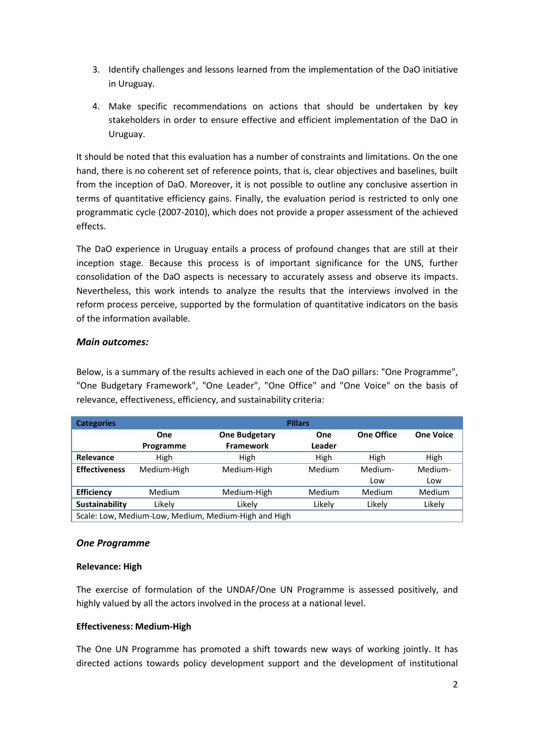3. Identify challenges and lessons learned from the implementation of the DaO initiative in Uruguay.

4. Make specific recommendations on actions that should be undertaken by key stakeholders in order to ensure effective and efficient implementation of the DaO in Uruguay.

It should be noted that this evaluation has a number of constraints and limitations. On the one hand, there is no coherent set of reference points, that is, clear objectives and baselines, built from the inception of DaO. Moreover, it is not possible to outline any conclusive assertion in terms of quantitative efficiency gains. Finally, the evaluation period is restricted to only one programmatic cycle (2007-2010), which does not provide a proper assessment of the achieved effects.

The DaO experience in Uruguay entails a process of profound changes that are still at their inception stage. Because this process is of important significance for the UNS, further consolidation of the DaO aspects is necessary to accurately assess and observe its impacts. Nevertheless, this work intends to analyze the results that the interviews involved in the reform process perceive, supported by the formulation of quantitative indicators on the basis of the information available.

### *Main outcomes:*

Below, is a summary of the results achieved in each one of the DaO pillars: "One Programme", "One Budgetary Framework", "One Leader", "One Office" and "One Voice" on the basis of relevance, effectiveness, efficiency, and sustainability criteria:

| Categories | Pillars | | | | |
|---|---|---|---|---|---|
| | **One Programme** | **One Budgetary Framework** | **One Leader** | **One Office** | **One Voice** |
| **Relevance** | High | High | High | High | High |
| **Effectiveness** | Medium-High | Medium-High | Medium | Medium-Low | Medium-Low |
| **Efficiency** | Medium | Medium-High | Medium | Medium | Medium |
| **Sustainability** | Likely | Likely | Likely | Likely | Likely |
| Scale: Low, Medium-Low, Medium, Medium-High and High | | | | | |

### *One Programme*

**Relevance: High**

The exercise of formulation of the UNDAF/One UN Programme is assessed positively, and highly valued by all the actors involved in the process at a national level.

**Effectiveness: Medium-High**

The One UN Programme has promoted a shift towards new ways of working jointly. It has directed actions towards policy development support and the development of institutional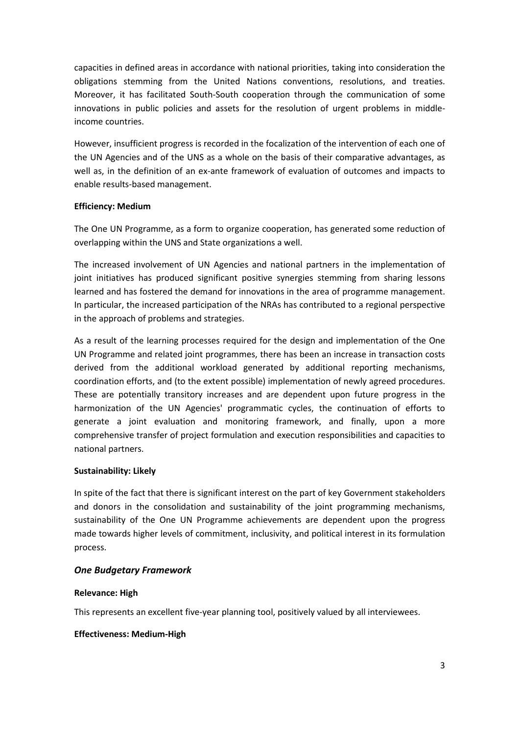capacities in defined areas in accordance with national priorities, taking into consideration the obligations stemming from the United Nations conventions, resolutions, and treaties. Moreover, it has facilitated South-South cooperation through the communication of some innovations in public policies and assets for the resolution of urgent problems in middle-income countries.

However, insufficient progress is recorded in the focalization of the intervention of each one of the UN Agencies and of the UNS as a whole on the basis of their comparative advantages, as well as, in the definition of an ex-ante framework of evaluation of outcomes and impacts to enable results-based management.

**Efficiency: Medium**

The One UN Programme, as a form to organize cooperation, has generated some reduction of overlapping within the UNS and State organizations a well.

The increased involvement of UN Agencies and national partners in the implementation of joint initiatives has produced significant positive synergies stemming from sharing lessons learned and has fostered the demand for innovations in the area of programme management. In particular, the increased participation of the NRAs has contributed to a regional perspective in the approach of problems and strategies.

As a result of the learning processes required for the design and implementation of the One UN Programme and related joint programmes, there has been an increase in transaction costs derived from the additional workload generated by additional reporting mechanisms, coordination efforts, and (to the extent possible) implementation of newly agreed procedures. These are potentially transitory increases and are dependent upon future progress in the harmonization of the UN Agencies' programmatic cycles, the continuation of efforts to generate a joint evaluation and monitoring framework, and finally, upon a more comprehensive transfer of project formulation and execution responsibilities and capacities to national partners.

**Sustainability: Likely**

In spite of the fact that there is significant interest on the part of key Government stakeholders and donors in the consolidation and sustainability of the joint programming mechanisms, sustainability of the One UN Programme achievements are dependent upon the progress made towards higher levels of commitment, inclusivity, and political interest in its formulation process.

### *One Budgetary Framework*

**Relevance: High**

This represents an excellent five-year planning tool, positively valued by all interviewees.

**Effectiveness: Medium-High**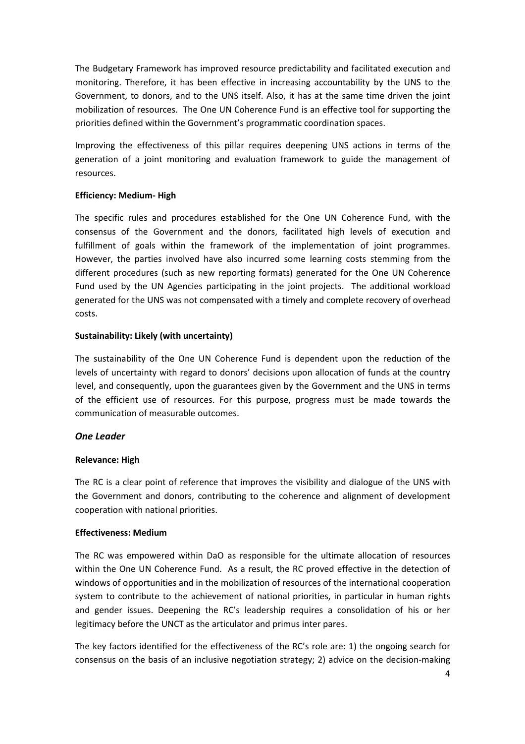The Budgetary Framework has improved resource predictability and facilitated execution and monitoring. Therefore, it has been effective in increasing accountability by the UNS to the Government, to donors, and to the UNS itself. Also, it has at the same time driven the joint mobilization of resources. The One UN Coherence Fund is an effective tool for supporting the priorities defined within the Government's programmatic coordination spaces.

Improving the effectiveness of this pillar requires deepening UNS actions in terms of the generation of a joint monitoring and evaluation framework to guide the management of resources.

**Efficiency: Medium- High**

The specific rules and procedures established for the One UN Coherence Fund, with the consensus of the Government and the donors, facilitated high levels of execution and fulfillment of goals within the framework of the implementation of joint programmes. However, the parties involved have also incurred some learning costs stemming from the different procedures (such as new reporting formats) generated for the One UN Coherence Fund used by the UN Agencies participating in the joint projects. The additional workload generated for the UNS was not compensated with a timely and complete recovery of overhead costs.

**Sustainability: Likely (with uncertainty)**

The sustainability of the One UN Coherence Fund is dependent upon the reduction of the levels of uncertainty with regard to donors' decisions upon allocation of funds at the country level, and consequently, upon the guarantees given by the Government and the UNS in terms of the efficient use of resources. For this purpose, progress must be made towards the communication of measurable outcomes.

### *One Leader*

**Relevance: High**

The RC is a clear point of reference that improves the visibility and dialogue of the UNS with the Government and donors, contributing to the coherence and alignment of development cooperation with national priorities.

**Effectiveness: Medium**

The RC was empowered within DaO as responsible for the ultimate allocation of resources within the One UN Coherence Fund. As a result, the RC proved effective in the detection of windows of opportunities and in the mobilization of resources of the international cooperation system to contribute to the achievement of national priorities, in particular in human rights and gender issues. Deepening the RC's leadership requires a consolidation of his or her legitimacy before the UNCT as the articulator and primus inter pares.

The key factors identified for the effectiveness of the RC's role are: 1) the ongoing search for consensus on the basis of an inclusive negotiation strategy; 2) advice on the decision-making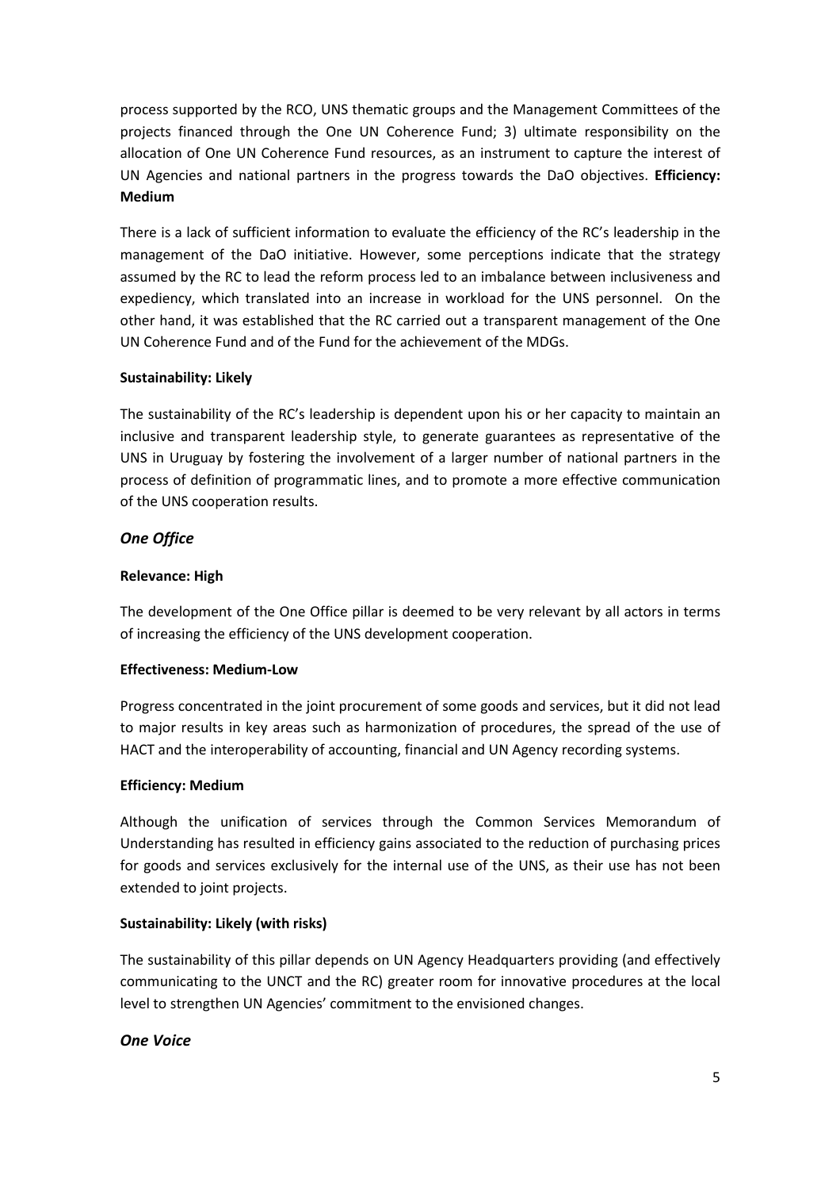process supported by the RCO, UNS thematic groups and the Management Committees of the projects financed through the One UN Coherence Fund; 3) ultimate responsibility on the allocation of One UN Coherence Fund resources, as an instrument to capture the interest of UN Agencies and national partners in the progress towards the DaO objectives. **Efficiency: Medium**

There is a lack of sufficient information to evaluate the efficiency of the RC's leadership in the management of the DaO initiative. However, some perceptions indicate that the strategy assumed by the RC to lead the reform process led to an imbalance between inclusiveness and expediency, which translated into an increase in workload for the UNS personnel. On the other hand, it was established that the RC carried out a transparent management of the One UN Coherence Fund and of the Fund for the achievement of the MDGs.

**Sustainability: Likely**

The sustainability of the RC's leadership is dependent upon his or her capacity to maintain an inclusive and transparent leadership style, to generate guarantees as representative of the UNS in Uruguay by fostering the involvement of a larger number of national partners in the process of definition of programmatic lines, and to promote a more effective communication of the UNS cooperation results.

### *One Office*

**Relevance: High**

The development of the One Office pillar is deemed to be very relevant by all actors in terms of increasing the efficiency of the UNS development cooperation.

**Effectiveness: Medium-Low**

Progress concentrated in the joint procurement of some goods and services, but it did not lead to major results in key areas such as harmonization of procedures, the spread of the use of HACT and the interoperability of accounting, financial and UN Agency recording systems.

**Efficiency: Medium**

Although the unification of services through the Common Services Memorandum of Understanding has resulted in efficiency gains associated to the reduction of purchasing prices for goods and services exclusively for the internal use of the UNS, as their use has not been extended to joint projects.

**Sustainability: Likely (with risks)**

The sustainability of this pillar depends on UN Agency Headquarters providing (and effectively communicating to the UNCT and the RC) greater room for innovative procedures at the local level to strengthen UN Agencies' commitment to the envisioned changes.

### *One Voice*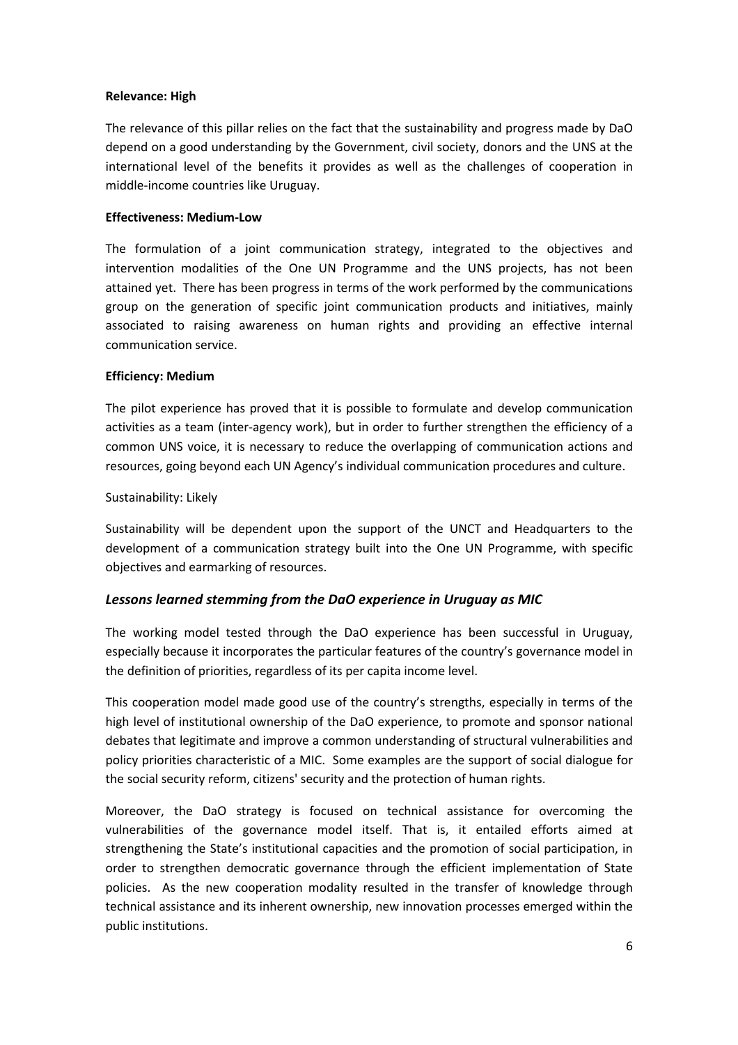**Relevance: High**

The relevance of this pillar relies on the fact that the sustainability and progress made by DaO depend on a good understanding by the Government, civil society, donors and the UNS at the international level of the benefits it provides as well as the challenges of cooperation in middle-income countries like Uruguay.

**Effectiveness: Medium-Low**

The formulation of a joint communication strategy, integrated to the objectives and intervention modalities of the One UN Programme and the UNS projects, has not been attained yet. There has been progress in terms of the work performed by the communications group on the generation of specific joint communication products and initiatives, mainly associated to raising awareness on human rights and providing an effective internal communication service.

**Efficiency: Medium**

The pilot experience has proved that it is possible to formulate and develop communication activities as a team (inter-agency work), but in order to further strengthen the efficiency of a common UNS voice, it is necessary to reduce the overlapping of communication actions and resources, going beyond each UN Agency's individual communication procedures and culture.

Sustainability: Likely

Sustainability will be dependent upon the support of the UNCT and Headquarters to the development of a communication strategy built into the One UN Programme, with specific objectives and earmarking of resources.

### *Lessons learned stemming from the DaO experience in Uruguay as MIC*

The working model tested through the DaO experience has been successful in Uruguay, especially because it incorporates the particular features of the country's governance model in the definition of priorities, regardless of its per capita income level.

This cooperation model made good use of the country's strengths, especially in terms of the high level of institutional ownership of the DaO experience, to promote and sponsor national debates that legitimate and improve a common understanding of structural vulnerabilities and policy priorities characteristic of a MIC. Some examples are the support of social dialogue for the social security reform, citizens' security and the protection of human rights.

Moreover, the DaO strategy is focused on technical assistance for overcoming the vulnerabilities of the governance model itself. That is, it entailed efforts aimed at strengthening the State's institutional capacities and the promotion of social participation, in order to strengthen democratic governance through the efficient implementation of State policies. As the new cooperation modality resulted in the transfer of knowledge through technical assistance and its inherent ownership, new innovation processes emerged within the public institutions.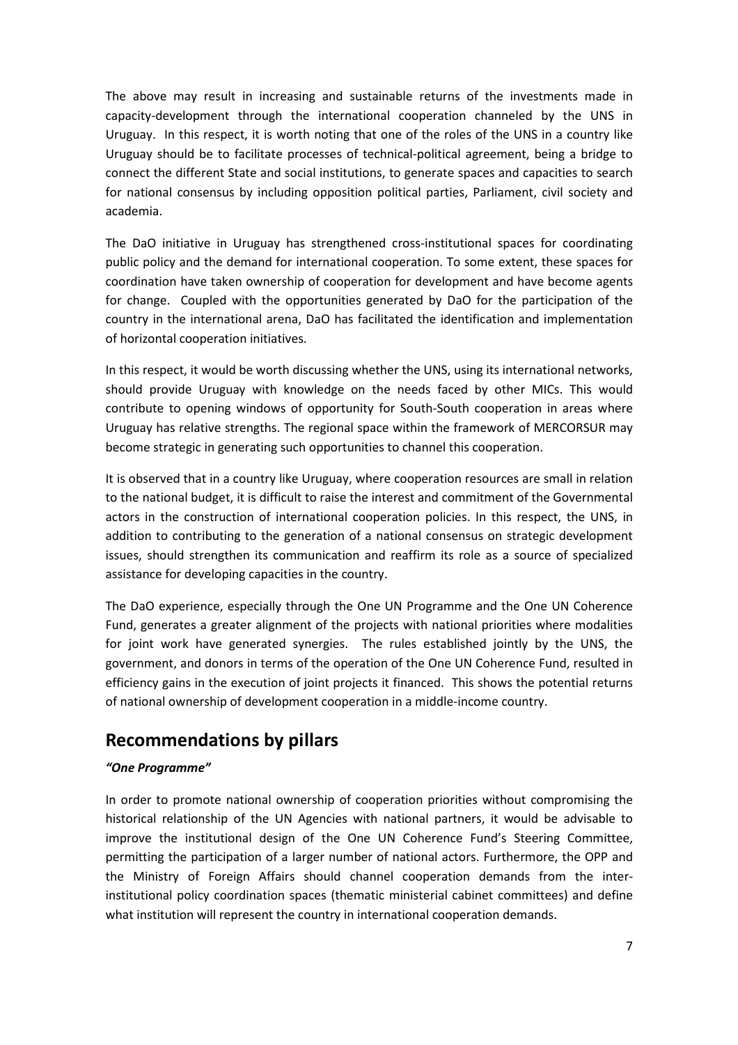The above may result in increasing and sustainable returns of the investments made in capacity-development through the international cooperation channeled by the UNS in Uruguay. In this respect, it is worth noting that one of the roles of the UNS in a country like Uruguay should be to facilitate processes of technical-political agreement, being a bridge to connect the different State and social institutions, to generate spaces and capacities to search for national consensus by including opposition political parties, Parliament, civil society and academia.

The DaO initiative in Uruguay has strengthened cross-institutional spaces for coordinating public policy and the demand for international cooperation. To some extent, these spaces for coordination have taken ownership of cooperation for development and have become agents for change. Coupled with the opportunities generated by DaO for the participation of the country in the international arena, DaO has facilitated the identification and implementation of horizontal cooperation initiatives.

In this respect, it would be worth discussing whether the UNS, using its international networks, should provide Uruguay with knowledge on the needs faced by other MICs. This would contribute to opening windows of opportunity for South-South cooperation in areas where Uruguay has relative strengths. The regional space within the framework of MERCORSUR may become strategic in generating such opportunities to channel this cooperation.

It is observed that in a country like Uruguay, where cooperation resources are small in relation to the national budget, it is difficult to raise the interest and commitment of the Governmental actors in the construction of international cooperation policies. In this respect, the UNS, in addition to contributing to the generation of a national consensus on strategic development issues, should strengthen its communication and reaffirm its role as a source of specialized assistance for developing capacities in the country.

The DaO experience, especially through the One UN Programme and the One UN Coherence Fund, generates a greater alignment of the projects with national priorities where modalities for joint work have generated synergies. The rules established jointly by the UNS, the government, and donors in terms of the operation of the One UN Coherence Fund, resulted in efficiency gains in the execution of joint projects it financed. This shows the potential returns of national ownership of development cooperation in a middle-income country.

## Recommendations by pillars

***"One Programme"***

In order to promote national ownership of cooperation priorities without compromising the historical relationship of the UN Agencies with national partners, it would be advisable to improve the institutional design of the One UN Coherence Fund's Steering Committee, permitting the participation of a larger number of national actors. Furthermore, the OPP and the Ministry of Foreign Affairs should channel cooperation demands from the inter-institutional policy coordination spaces (thematic ministerial cabinet committees) and define what institution will represent the country in international cooperation demands.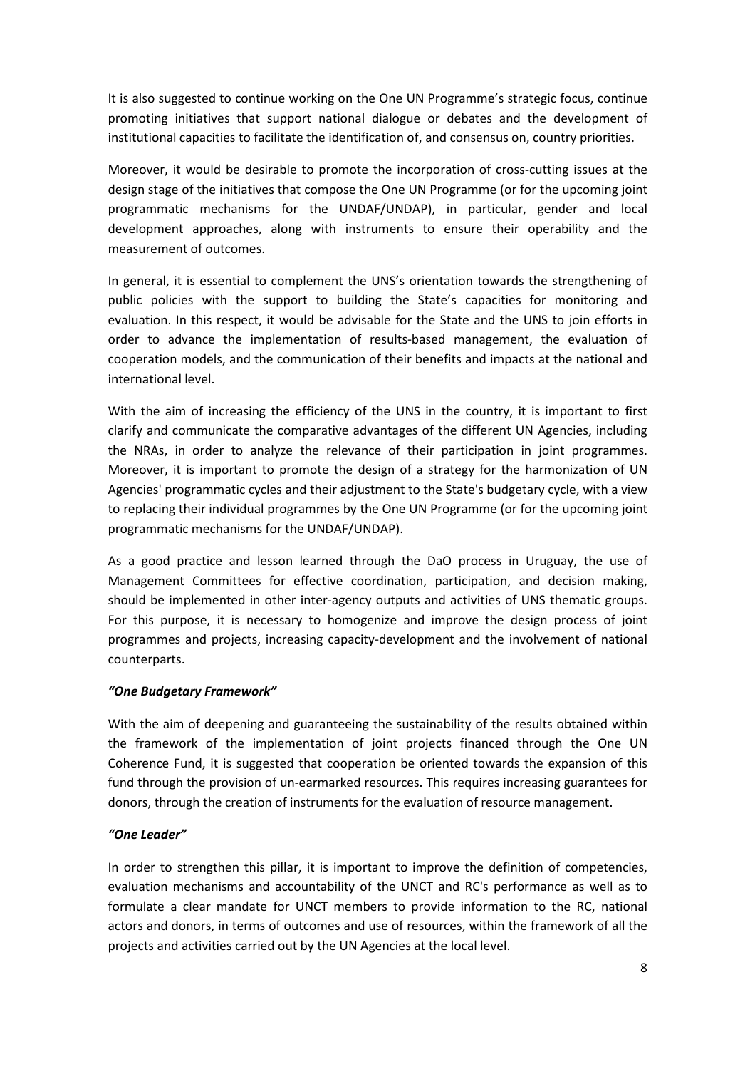It is also suggested to continue working on the One UN Programme's strategic focus, continue promoting initiatives that support national dialogue or debates and the development of institutional capacities to facilitate the identification of, and consensus on, country priorities.

Moreover, it would be desirable to promote the incorporation of cross-cutting issues at the design stage of the initiatives that compose the One UN Programme (or for the upcoming joint programmatic mechanisms for the UNDAF/UNDAP), in particular, gender and local development approaches, along with instruments to ensure their operability and the measurement of outcomes.

In general, it is essential to complement the UNS's orientation towards the strengthening of public policies with the support to building the State's capacities for monitoring and evaluation. In this respect, it would be advisable for the State and the UNS to join efforts in order to advance the implementation of results-based management, the evaluation of cooperation models, and the communication of their benefits and impacts at the national and international level.

With the aim of increasing the efficiency of the UNS in the country, it is important to first clarify and communicate the comparative advantages of the different UN Agencies, including the NRAs, in order to analyze the relevance of their participation in joint programmes. Moreover, it is important to promote the design of a strategy for the harmonization of UN Agencies' programmatic cycles and their adjustment to the State's budgetary cycle, with a view to replacing their individual programmes by the One UN Programme (or for the upcoming joint programmatic mechanisms for the UNDAF/UNDAP).

As a good practice and lesson learned through the DaO process in Uruguay, the use of Management Committees for effective coordination, participation, and decision making, should be implemented in other inter-agency outputs and activities of UNS thematic groups. For this purpose, it is necessary to homogenize and improve the design process of joint programmes and projects, increasing capacity-development and the involvement of national counterparts.

***"One Budgetary Framework"***

With the aim of deepening and guaranteeing the sustainability of the results obtained within the framework of the implementation of joint projects financed through the One UN Coherence Fund, it is suggested that cooperation be oriented towards the expansion of this fund through the provision of un-earmarked resources. This requires increasing guarantees for donors, through the creation of instruments for the evaluation of resource management.

***"One Leader"***

In order to strengthen this pillar, it is important to improve the definition of competencies, evaluation mechanisms and accountability of the UNCT and RC's performance as well as to formulate a clear mandate for UNCT members to provide information to the RC, national actors and donors, in terms of outcomes and use of resources, within the framework of all the projects and activities carried out by the UN Agencies at the local level.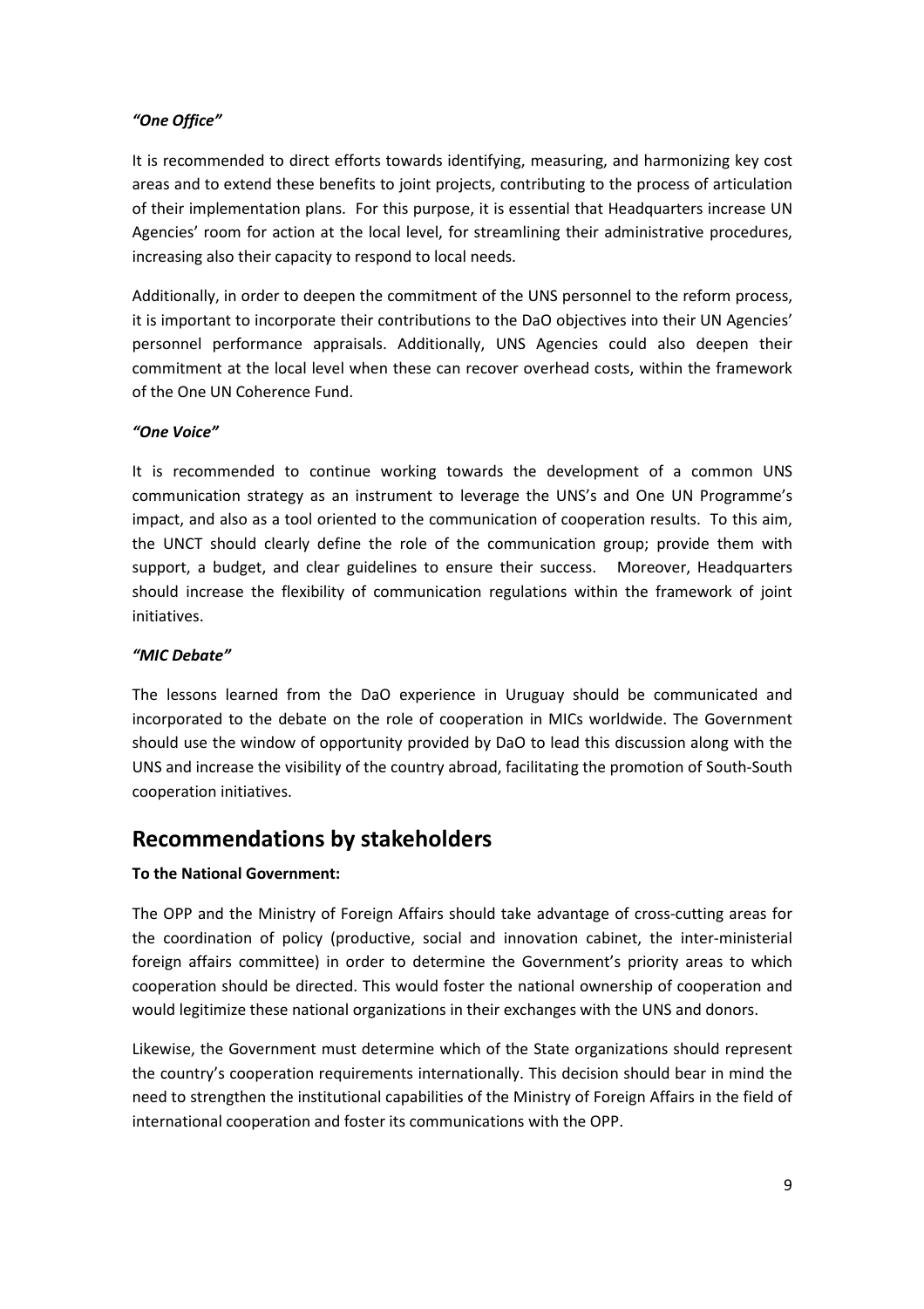***"One Office"***

It is recommended to direct efforts towards identifying, measuring, and harmonizing key cost areas and to extend these benefits to joint projects, contributing to the process of articulation of their implementation plans. For this purpose, it is essential that Headquarters increase UN Agencies' room for action at the local level, for streamlining their administrative procedures, increasing also their capacity to respond to local needs.

Additionally, in order to deepen the commitment of the UNS personnel to the reform process, it is important to incorporate their contributions to the DaO objectives into their UN Agencies' personnel performance appraisals. Additionally, UNS Agencies could also deepen their commitment at the local level when these can recover overhead costs, within the framework of the One UN Coherence Fund.

***"One Voice"***

It is recommended to continue working towards the development of a common UNS communication strategy as an instrument to leverage the UNS's and One UN Programme's impact, and also as a tool oriented to the communication of cooperation results. To this aim, the UNCT should clearly define the role of the communication group; provide them with support, a budget, and clear guidelines to ensure their success. Moreover, Headquarters should increase the flexibility of communication regulations within the framework of joint initiatives.

***"MIC Debate"***

The lessons learned from the DaO experience in Uruguay should be communicated and incorporated to the debate on the role of cooperation in MICs worldwide. The Government should use the window of opportunity provided by DaO to lead this discussion along with the UNS and increase the visibility of the country abroad, facilitating the promotion of South-South cooperation initiatives.

## Recommendations by stakeholders

**To the National Government:**

The OPP and the Ministry of Foreign Affairs should take advantage of cross-cutting areas for the coordination of policy (productive, social and innovation cabinet, the inter-ministerial foreign affairs committee) in order to determine the Government's priority areas to which cooperation should be directed. This would foster the national ownership of cooperation and would legitimize these national organizations in their exchanges with the UNS and donors.

Likewise, the Government must determine which of the State organizations should represent the country's cooperation requirements internationally. This decision should bear in mind the need to strengthen the institutional capabilities of the Ministry of Foreign Affairs in the field of international cooperation and foster its communications with the OPP.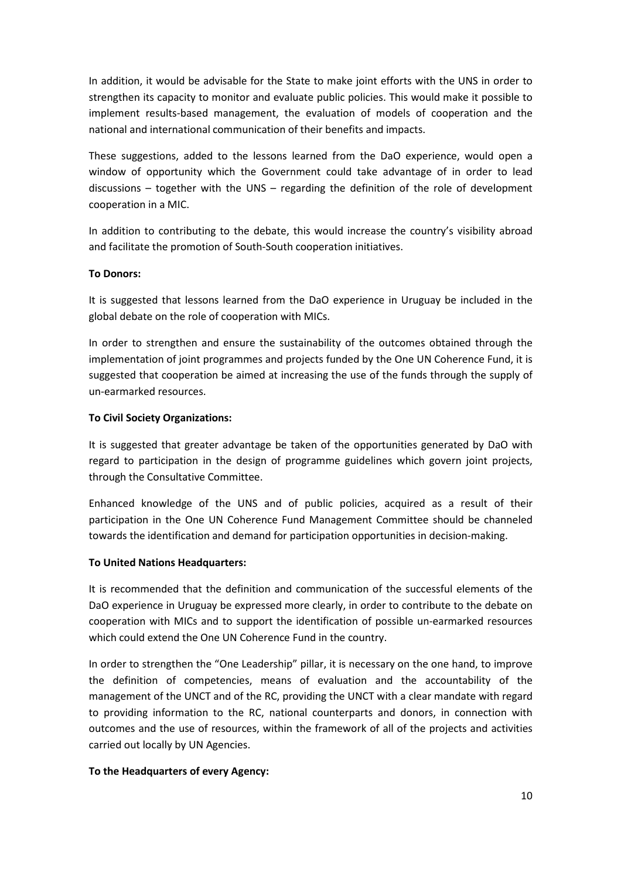In addition, it would be advisable for the State to make joint efforts with the UNS in order to strengthen its capacity to monitor and evaluate public policies. This would make it possible to implement results-based management, the evaluation of models of cooperation and the national and international communication of their benefits and impacts.

These suggestions, added to the lessons learned from the DaO experience, would open a window of opportunity which the Government could take advantage of in order to lead discussions – together with the UNS – regarding the definition of the role of development cooperation in a MIC.

In addition to contributing to the debate, this would increase the country's visibility abroad and facilitate the promotion of South-South cooperation initiatives.

**To Donors:**

It is suggested that lessons learned from the DaO experience in Uruguay be included in the global debate on the role of cooperation with MICs.

In order to strengthen and ensure the sustainability of the outcomes obtained through the implementation of joint programmes and projects funded by the One UN Coherence Fund, it is suggested that cooperation be aimed at increasing the use of the funds through the supply of un-earmarked resources.

**To Civil Society Organizations:**

It is suggested that greater advantage be taken of the opportunities generated by DaO with regard to participation in the design of programme guidelines which govern joint projects, through the Consultative Committee.

Enhanced knowledge of the UNS and of public policies, acquired as a result of their participation in the One UN Coherence Fund Management Committee should be channeled towards the identification and demand for participation opportunities in decision-making.

**To United Nations Headquarters:**

It is recommended that the definition and communication of the successful elements of the DaO experience in Uruguay be expressed more clearly, in order to contribute to the debate on cooperation with MICs and to support the identification of possible un-earmarked resources which could extend the One UN Coherence Fund in the country.

In order to strengthen the "One Leadership" pillar, it is necessary on the one hand, to improve the definition of competencies, means of evaluation and the accountability of the management of the UNCT and of the RC, providing the UNCT with a clear mandate with regard to providing information to the RC, national counterparts and donors, in connection with outcomes and the use of resources, within the framework of all of the projects and activities carried out locally by UN Agencies.

**To the Headquarters of every Agency:**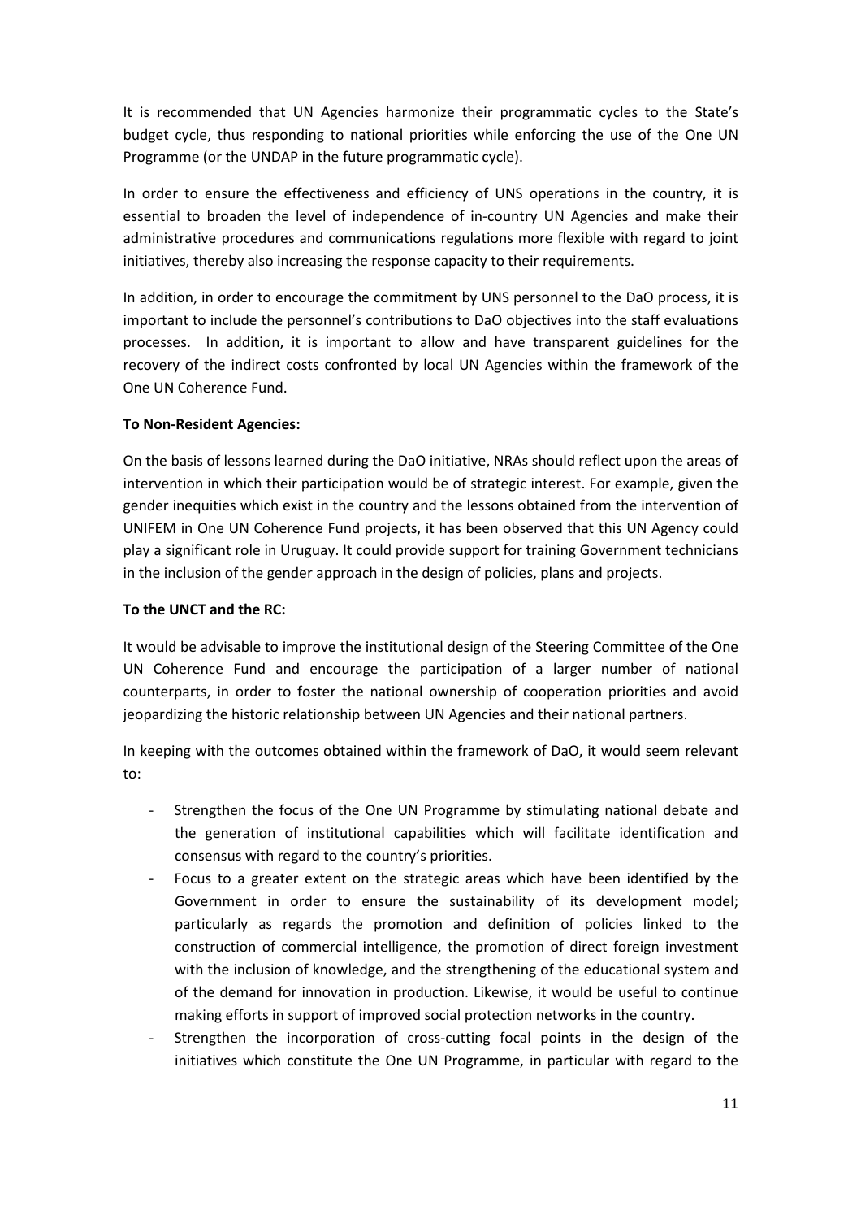It is recommended that UN Agencies harmonize their programmatic cycles to the State's budget cycle, thus responding to national priorities while enforcing the use of the One UN Programme (or the UNDAP in the future programmatic cycle).

In order to ensure the effectiveness and efficiency of UNS operations in the country, it is essential to broaden the level of independence of in-country UN Agencies and make their administrative procedures and communications regulations more flexible with regard to joint initiatives, thereby also increasing the response capacity to their requirements.

In addition, in order to encourage the commitment by UNS personnel to the DaO process, it is important to include the personnel's contributions to DaO objectives into the staff evaluations processes. In addition, it is important to allow and have transparent guidelines for the recovery of the indirect costs confronted by local UN Agencies within the framework of the One UN Coherence Fund.

**To Non-Resident Agencies:**

On the basis of lessons learned during the DaO initiative, NRAs should reflect upon the areas of intervention in which their participation would be of strategic interest. For example, given the gender inequities which exist in the country and the lessons obtained from the intervention of UNIFEM in One UN Coherence Fund projects, it has been observed that this UN Agency could play a significant role in Uruguay. It could provide support for training Government technicians in the inclusion of the gender approach in the design of policies, plans and projects.

**To the UNCT and the RC:**

It would be advisable to improve the institutional design of the Steering Committee of the One UN Coherence Fund and encourage the participation of a larger number of national counterparts, in order to foster the national ownership of cooperation priorities and avoid jeopardizing the historic relationship between UN Agencies and their national partners.

In keeping with the outcomes obtained within the framework of DaO, it would seem relevant to:

- Strengthen the focus of the One UN Programme by stimulating national debate and the generation of institutional capabilities which will facilitate identification and consensus with regard to the country's priorities.
- Focus to a greater extent on the strategic areas which have been identified by the Government in order to ensure the sustainability of its development model; particularly as regards the promotion and definition of policies linked to the construction of commercial intelligence, the promotion of direct foreign investment with the inclusion of knowledge, and the strengthening of the educational system and of the demand for innovation in production. Likewise, it would be useful to continue making efforts in support of improved social protection networks in the country.
- Strengthen the incorporation of cross-cutting focal points in the design of the initiatives which constitute the One UN Programme, in particular with regard to the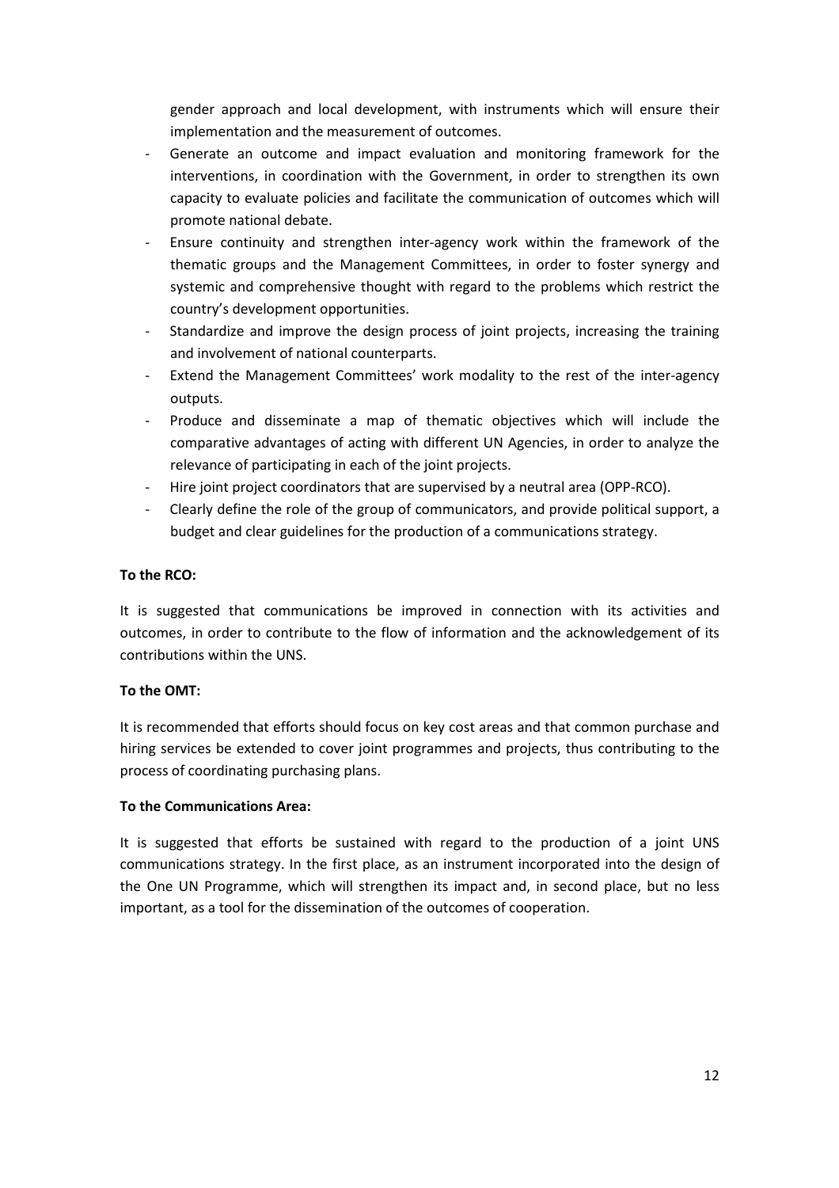gender approach and local development, with instruments which will ensure their implementation and the measurement of outcomes.

- Generate an outcome and impact evaluation and monitoring framework for the interventions, in coordination with the Government, in order to strengthen its own capacity to evaluate policies and facilitate the communication of outcomes which will promote national debate.
- Ensure continuity and strengthen inter-agency work within the framework of the thematic groups and the Management Committees, in order to foster synergy and systemic and comprehensive thought with regard to the problems which restrict the country's development opportunities.
- Standardize and improve the design process of joint projects, increasing the training and involvement of national counterparts.
- Extend the Management Committees' work modality to the rest of the inter-agency outputs.
- Produce and disseminate a map of thematic objectives which will include the comparative advantages of acting with different UN Agencies, in order to analyze the relevance of participating in each of the joint projects.
- Hire joint project coordinators that are supervised by a neutral area (OPP-RCO).
- Clearly define the role of the group of communicators, and provide political support, a budget and clear guidelines for the production of a communications strategy.

**To the RCO:**

It is suggested that communications be improved in connection with its activities and outcomes, in order to contribute to the flow of information and the acknowledgement of its contributions within the UNS.

**To the OMT:**

It is recommended that efforts should focus on key cost areas and that common purchase and hiring services be extended to cover joint programmes and projects, thus contributing to the process of coordinating purchasing plans.

**To the Communications Area:**

It is suggested that efforts be sustained with regard to the production of a joint UNS communications strategy. In the first place, as an instrument incorporated into the design of the One UN Programme, which will strengthen its impact and, in second place, but no less important, as a tool for the dissemination of the outcomes of cooperation.